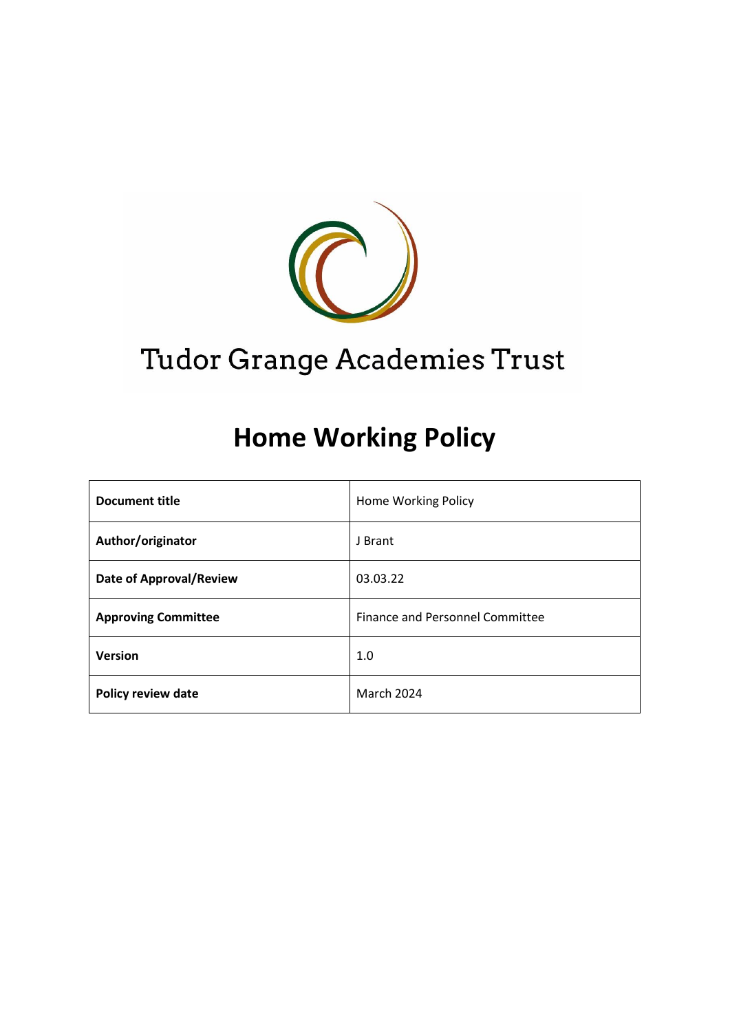Tudor Grange Academies Trust

# Home Working Policy

| Document title | Home Working Policy |
| --- | --- |
| Author/originator | J Brant |
| Date of Approval/Review | 03.03.22 |
| Approving Committee | Finance and Personnel Committee |
| Version | 1.0 |
| Policy review date | March 2024 |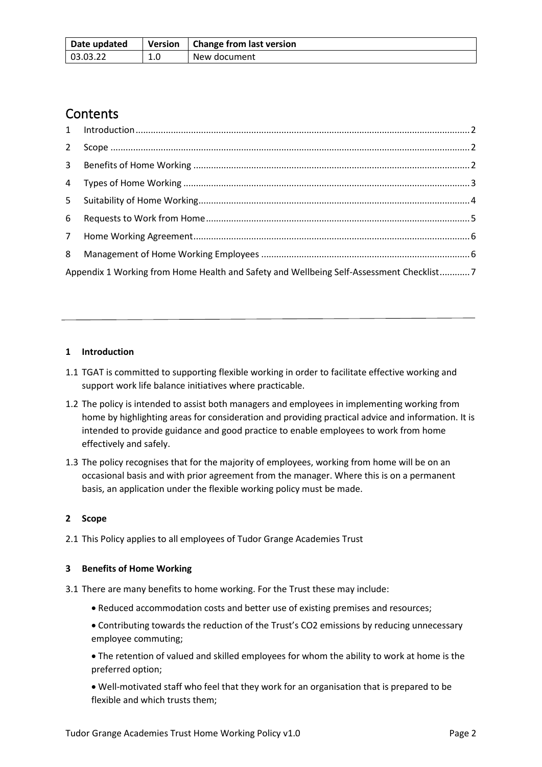| Date updated | Version | Change from last version |
|---|---|---|
| 03.03.22 | 1.0 | New document |

# Contents

1 Introduction ..... 2
2 Scope ..... 2
3 Benefits of Home Working ..... 2
4 Types of Home Working ..... 3
5 Suitability of Home Working ..... 4
6 Requests to Work from Home ..... 5
7 Home Working Agreement ..... 6
8 Management of Home Working Employees ..... 6
Appendix 1 Working from Home Health and Safety and Wellbeing Self-Assessment Checklist ..... 7

---

## 1 Introduction

1.1 TGAT is committed to supporting flexible working in order to facilitate effective working and support work life balance initiatives where practicable.

1.2 The policy is intended to assist both managers and employees in implementing working from home by highlighting areas for consideration and providing practical advice and information. It is intended to provide guidance and good practice to enable employees to work from home effectively and safely.

1.3 The policy recognises that for the majority of employees, working from home will be on an occasional basis and with prior agreement from the manager. Where this is on a permanent basis, an application under the flexible working policy must be made.

## 2 Scope

2.1 This Policy applies to all employees of Tudor Grange Academies Trust

## 3 Benefits of Home Working

3.1 There are many benefits to home working. For the Trust these may include:

- Reduced accommodation costs and better use of existing premises and resources;
- Contributing towards the reduction of the Trust's $CO_2$ emissions by reducing unnecessary employee commuting;
- The retention of valued and skilled employees for whom the ability to work at home is the preferred option;
- Well-motivated staff who feel that they work for an organisation that is prepared to be flexible and which trusts them;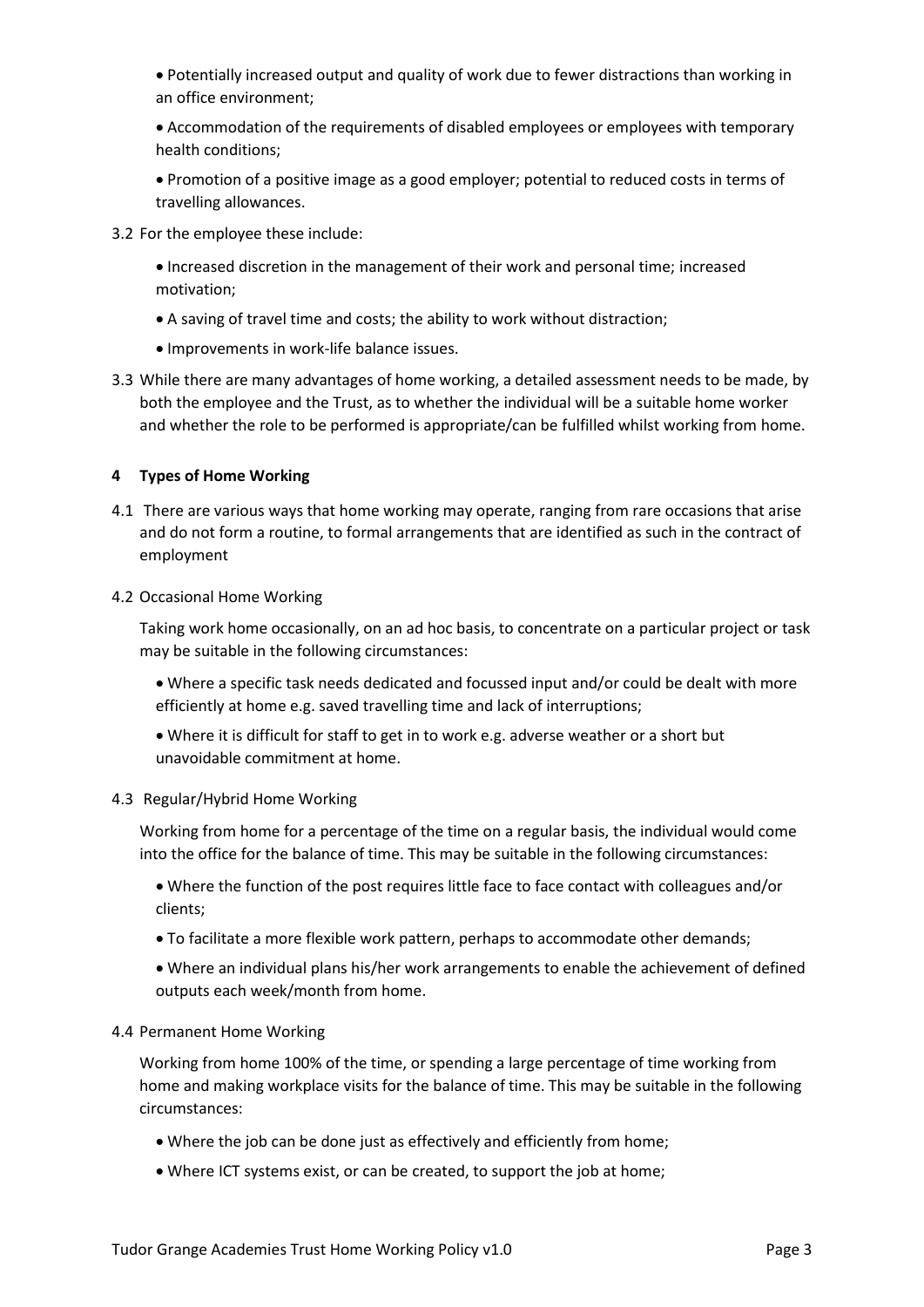- Potentially increased output and quality of work due to fewer distractions than working in an office environment;
- Accommodation of the requirements of disabled employees or employees with temporary health conditions;
- Promotion of a positive image as a good employer; potential to reduced costs in terms of travelling allowances.

3.2 For the employee these include:

- Increased discretion in the management of their work and personal time; increased motivation;
- A saving of travel time and costs; the ability to work without distraction;
- Improvements in work-life balance issues.

3.3 While there are many advantages of home working, a detailed assessment needs to be made, by both the employee and the Trust, as to whether the individual will be a suitable home worker and whether the role to be performed is appropriate/can be fulfilled whilst working from home.

## 4 Types of Home Working

4.1 There are various ways that home working may operate, ranging from rare occasions that arise and do not form a routine, to formal arrangements that are identified as such in the contract of employment

4.2 Occasional Home Working

Taking work home occasionally, on an ad hoc basis, to concentrate on a particular project or task may be suitable in the following circumstances:

- Where a specific task needs dedicated and focussed input and/or could be dealt with more efficiently at home e.g. saved travelling time and lack of interruptions;
- Where it is difficult for staff to get in to work e.g. adverse weather or a short but unavoidable commitment at home.

4.3 Regular/Hybrid Home Working

Working from home for a percentage of the time on a regular basis, the individual would come into the office for the balance of time. This may be suitable in the following circumstances:

- Where the function of the post requires little face to face contact with colleagues and/or clients;
- To facilitate a more flexible work pattern, perhaps to accommodate other demands;
- Where an individual plans his/her work arrangements to enable the achievement of defined outputs each week/month from home.

4.4 Permanent Home Working

Working from home 100% of the time, or spending a large percentage of time working from home and making workplace visits for the balance of time. This may be suitable in the following circumstances:

- Where the job can be done just as effectively and efficiently from home;
- Where ICT systems exist, or can be created, to support the job at home;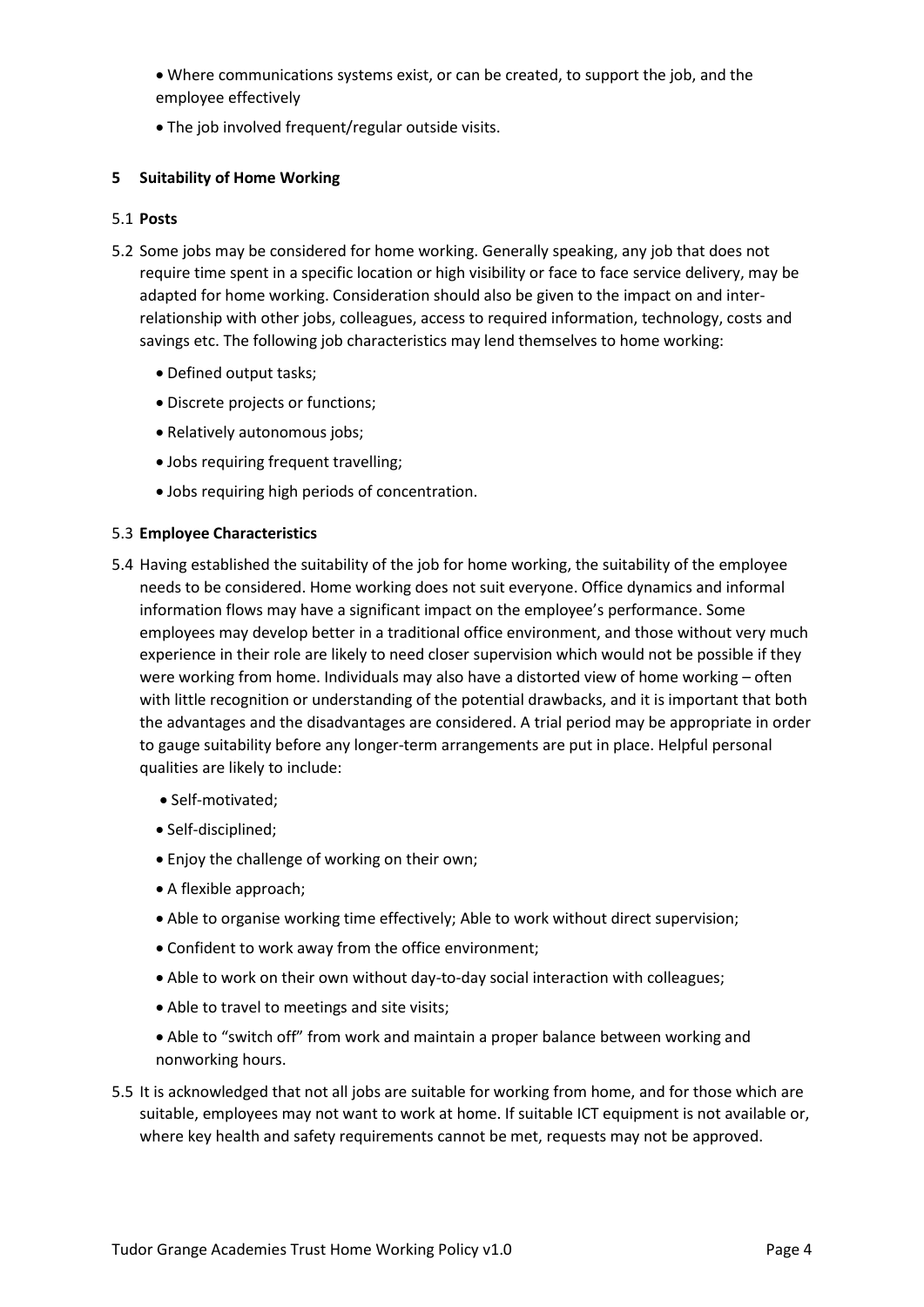- Where communications systems exist, or can be created, to support the job, and the employee effectively
- The job involved frequent/regular outside visits.

## 5 Suitability of Home Working

5.1 **Posts**

5.2 Some jobs may be considered for home working. Generally speaking, any job that does not require time spent in a specific location or high visibility or face to face service delivery, may be adapted for home working. Consideration should also be given to the impact on and inter-relationship with other jobs, colleagues, access to required information, technology, costs and savings etc. The following job characteristics may lend themselves to home working:

- Defined output tasks;
- Discrete projects or functions;
- Relatively autonomous jobs;
- Jobs requiring frequent travelling;
- Jobs requiring high periods of concentration.

5.3 **Employee Characteristics**

5.4 Having established the suitability of the job for home working, the suitability of the employee needs to be considered. Home working does not suit everyone. Office dynamics and informal information flows may have a significant impact on the employee's performance. Some employees may develop better in a traditional office environment, and those without very much experience in their role are likely to need closer supervision which would not be possible if they were working from home. Individuals may also have a distorted view of home working – often with little recognition or understanding of the potential drawbacks, and it is important that both the advantages and the disadvantages are considered. A trial period may be appropriate in order to gauge suitability before any longer-term arrangements are put in place. Helpful personal qualities are likely to include:

- Self-motivated;
- Self-disciplined;
- Enjoy the challenge of working on their own;
- A flexible approach;
- Able to organise working time effectively; Able to work without direct supervision;
- Confident to work away from the office environment;
- Able to work on their own without day-to-day social interaction with colleagues;
- Able to travel to meetings and site visits;
- Able to "switch off" from work and maintain a proper balance between working and nonworking hours.

5.5 It is acknowledged that not all jobs are suitable for working from home, and for those which are suitable, employees may not want to work at home. If suitable ICT equipment is not available or, where key health and safety requirements cannot be met, requests may not be approved.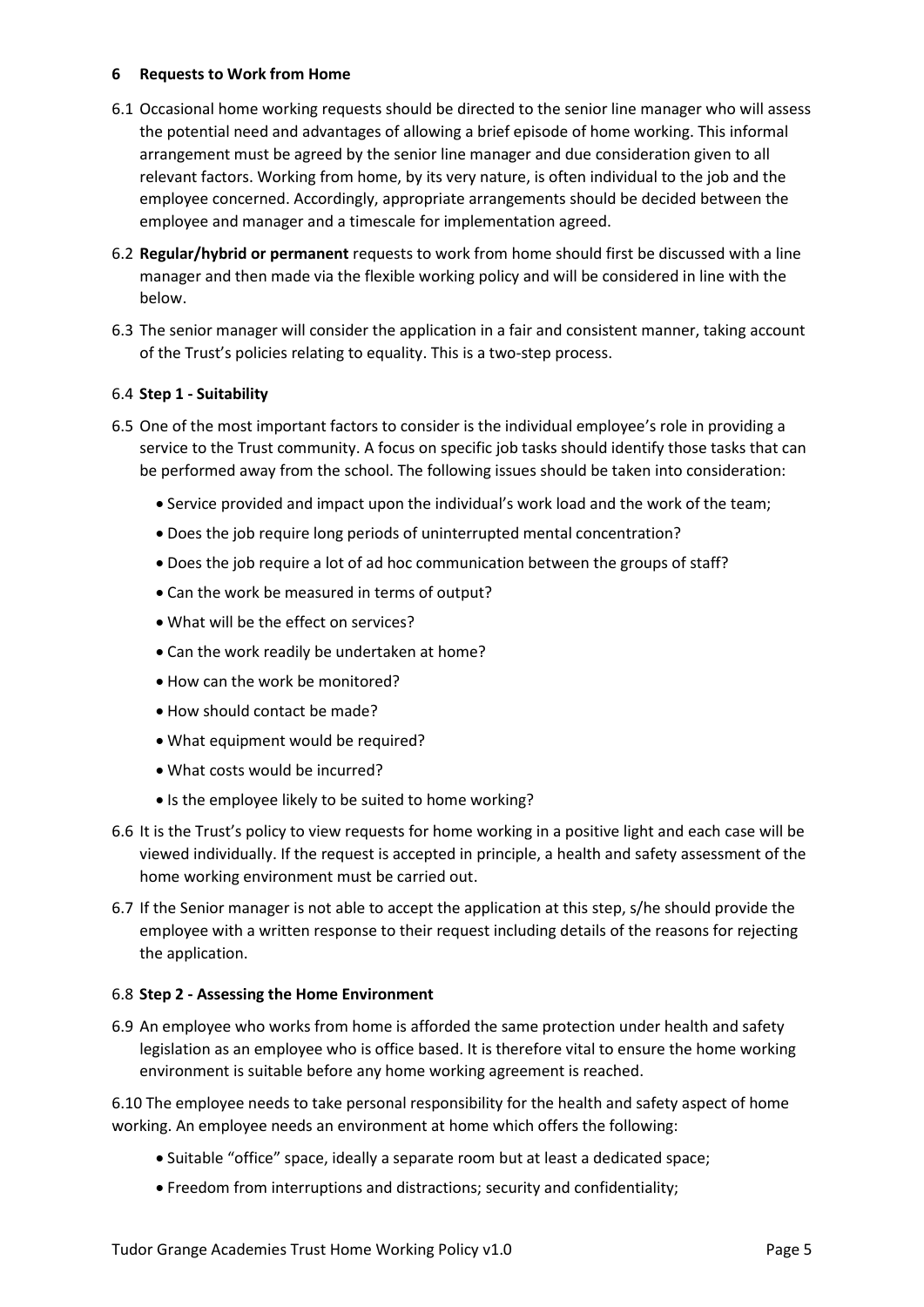## 6 Requests to Work from Home

6.1 Occasional home working requests should be directed to the senior line manager who will assess the potential need and advantages of allowing a brief episode of home working. This informal arrangement must be agreed by the senior line manager and due consideration given to all relevant factors. Working from home, by its very nature, is often individual to the job and the employee concerned. Accordingly, appropriate arrangements should be decided between the employee and manager and a timescale for implementation agreed.

6.2 **Regular/hybrid or permanent** requests to work from home should first be discussed with a line manager and then made via the flexible working policy and will be considered in line with the below.

6.3 The senior manager will consider the application in a fair and consistent manner, taking account of the Trust's policies relating to equality. This is a two-step process.

6.4 **Step 1 - Suitability**

6.5 One of the most important factors to consider is the individual employee's role in providing a service to the Trust community. A focus on specific job tasks should identify those tasks that can be performed away from the school. The following issues should be taken into consideration:

- Service provided and impact upon the individual's work load and the work of the team;
- Does the job require long periods of uninterrupted mental concentration?
- Does the job require a lot of ad hoc communication between the groups of staff?
- Can the work be measured in terms of output?
- What will be the effect on services?
- Can the work readily be undertaken at home?
- How can the work be monitored?
- How should contact be made?
- What equipment would be required?
- What costs would be incurred?
- Is the employee likely to be suited to home working?

6.6 It is the Trust's policy to view requests for home working in a positive light and each case will be viewed individually. If the request is accepted in principle, a health and safety assessment of the home working environment must be carried out.

6.7 If the Senior manager is not able to accept the application at this step, s/he should provide the employee with a written response to their request including details of the reasons for rejecting the application.

6.8 **Step 2 - Assessing the Home Environment**

6.9 An employee who works from home is afforded the same protection under health and safety legislation as an employee who is office based. It is therefore vital to ensure the home working environment is suitable before any home working agreement is reached.

6.10 The employee needs to take personal responsibility for the health and safety aspect of home working. An employee needs an environment at home which offers the following:

- Suitable "office" space, ideally a separate room but at least a dedicated space;
- Freedom from interruptions and distractions; security and confidentiality;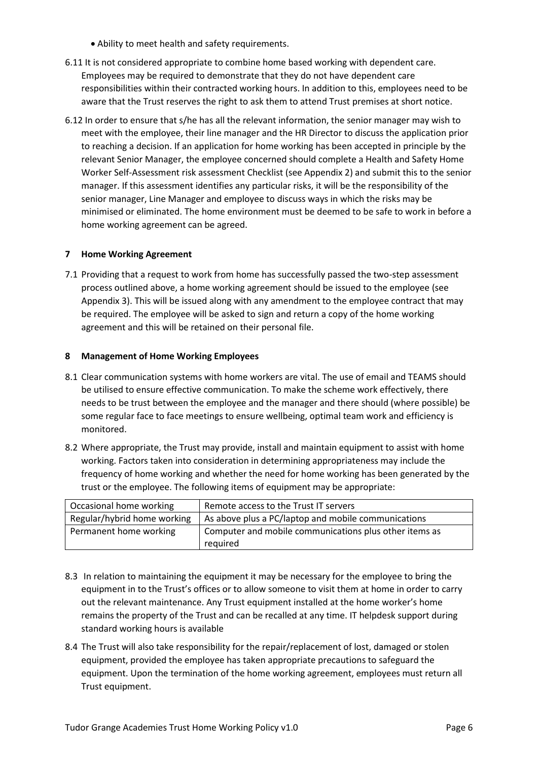- Ability to meet health and safety requirements.

6.11 It is not considered appropriate to combine home based working with dependent care. Employees may be required to demonstrate that they do not have dependent care responsibilities within their contracted working hours. In addition to this, employees need to be aware that the Trust reserves the right to ask them to attend Trust premises at short notice.

6.12 In order to ensure that s/he has all the relevant information, the senior manager may wish to meet with the employee, their line manager and the HR Director to discuss the application prior to reaching a decision. If an application for home working has been accepted in principle by the relevant Senior Manager, the employee concerned should complete a Health and Safety Home Worker Self-Assessment risk assessment Checklist (see Appendix 2) and submit this to the senior manager. If this assessment identifies any particular risks, it will be the responsibility of the senior manager, Line Manager and employee to discuss ways in which the risks may be minimised or eliminated. The home environment must be deemed to be safe to work in before a home working agreement can be agreed.

## 7 Home Working Agreement

7.1 Providing that a request to work from home has successfully passed the two-step assessment process outlined above, a home working agreement should be issued to the employee (see Appendix 3). This will be issued along with any amendment to the employee contract that may be required. The employee will be asked to sign and return a copy of the home working agreement and this will be retained on their personal file.

## 8 Management of Home Working Employees

8.1 Clear communication systems with home workers are vital. The use of email and TEAMS should be utilised to ensure effective communication. To make the scheme work effectively, there needs to be trust between the employee and the manager and there should (where possible) be some regular face to face meetings to ensure wellbeing, optimal team work and efficiency is monitored.

8.2 Where appropriate, the Trust may provide, install and maintain equipment to assist with home working. Factors taken into consideration in determining appropriateness may include the frequency of home working and whether the need for home working has been generated by the trust or the employee. The following items of equipment may be appropriate:

| Occasional home working | Remote access to the Trust IT servers |
|---|---|
| Regular/hybrid home working | As above plus a PC/laptop and mobile communications |
| Permanent home working | Computer and mobile communications plus other items as required |

8.3 In relation to maintaining the equipment it may be necessary for the employee to bring the equipment in to the Trust's offices or to allow someone to visit them at home in order to carry out the relevant maintenance. Any Trust equipment installed at the home worker's home remains the property of the Trust and can be recalled at any time. IT helpdesk support during standard working hours is available

8.4 The Trust will also take responsibility for the repair/replacement of lost, damaged or stolen equipment, provided the employee has taken appropriate precautions to safeguard the equipment. Upon the termination of the home working agreement, employees must return all Trust equipment.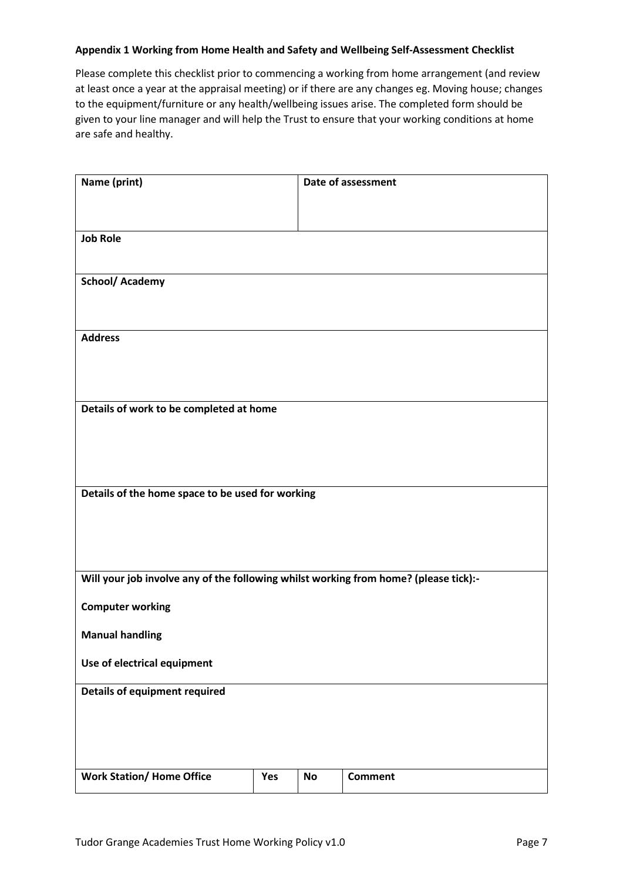**Appendix 1 Working from Home Health and Safety and Wellbeing Self-Assessment Checklist**

Please complete this checklist prior to commencing a working from home arrangement (and review at least once a year at the appraisal meeting) or if there are any changes eg. Moving house; changes to the equipment/furniture or any health/wellbeing issues arise. The completed form should be given to your line manager and will help the Trust to ensure that your working conditions at home are safe and healthy.

| **Name (print)** | | | **Date of assessment** |
|---|---|---|---|
| **Job Role** | | | |
| **School/ Academy** | | | |
| **Address** | | | |
| **Details of work to be completed at home** | | | |
| **Details of the home space to be used for working** | | | |
| **Will your job involve any of the following whilst working from home? (please tick):-**<br><br>**Computer working**<br><br>**Manual handling**<br><br>**Use of electrical equipment** | | | |
| **Details of equipment required** | | | |
| **Work Station/ Home Office** | **Yes** | **No** | **Comment** |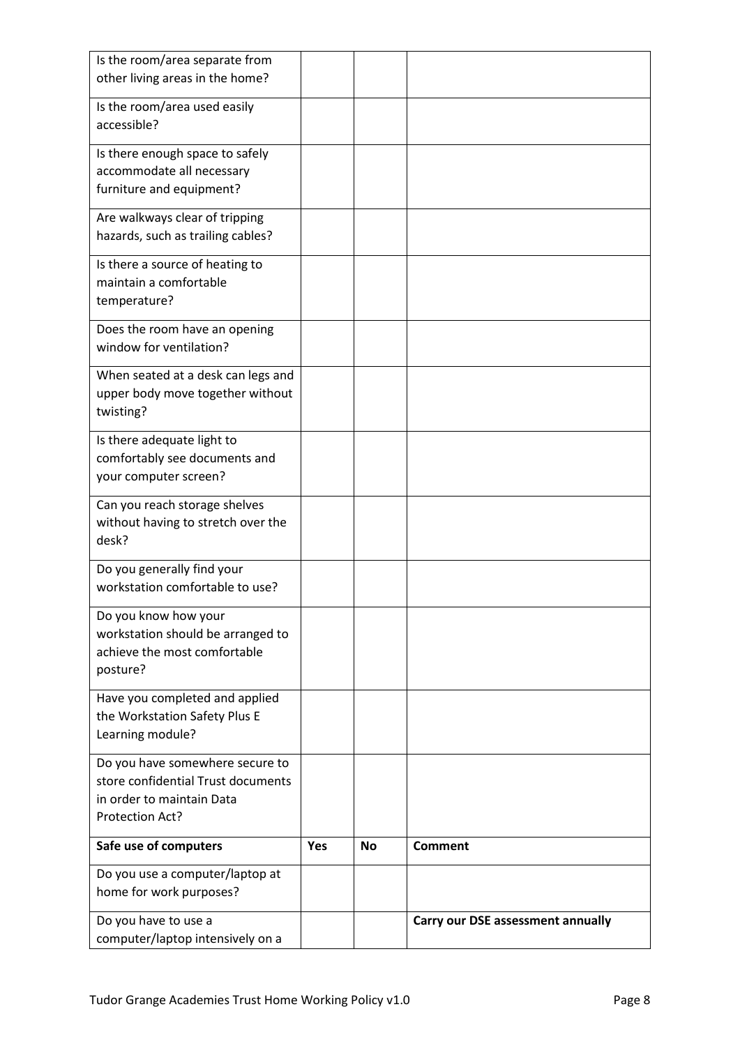| | | | |
|---|---|---|---|
| Is the room/area separate from other living areas in the home? | | | |
| Is the room/area used easily accessible? | | | |
| Is there enough space to safely accommodate all necessary furniture and equipment? | | | |
| Are walkways clear of tripping hazards, such as trailing cables? | | | |
| Is there a source of heating to maintain a comfortable temperature? | | | |
| Does the room have an opening window for ventilation? | | | |
| When seated at a desk can legs and upper body move together without twisting? | | | |
| Is there adequate light to comfortably see documents and your computer screen? | | | |
| Can you reach storage shelves without having to stretch over the desk? | | | |
| Do you generally find your workstation comfortable to use? | | | |
| Do you know how your workstation should be arranged to achieve the most comfortable posture? | | | |
| Have you completed and applied the Workstation Safety Plus E Learning module? | | | |
| Do you have somewhere secure to store confidential Trust documents in order to maintain Data Protection Act? | | | |
| **Safe use of computers** | **Yes** | **No** | **Comment** |
| Do you use a computer/laptop at home for work purposes? | | | |
| Do you have to use a computer/laptop intensively on a | | | **Carry our DSE assessment annually** |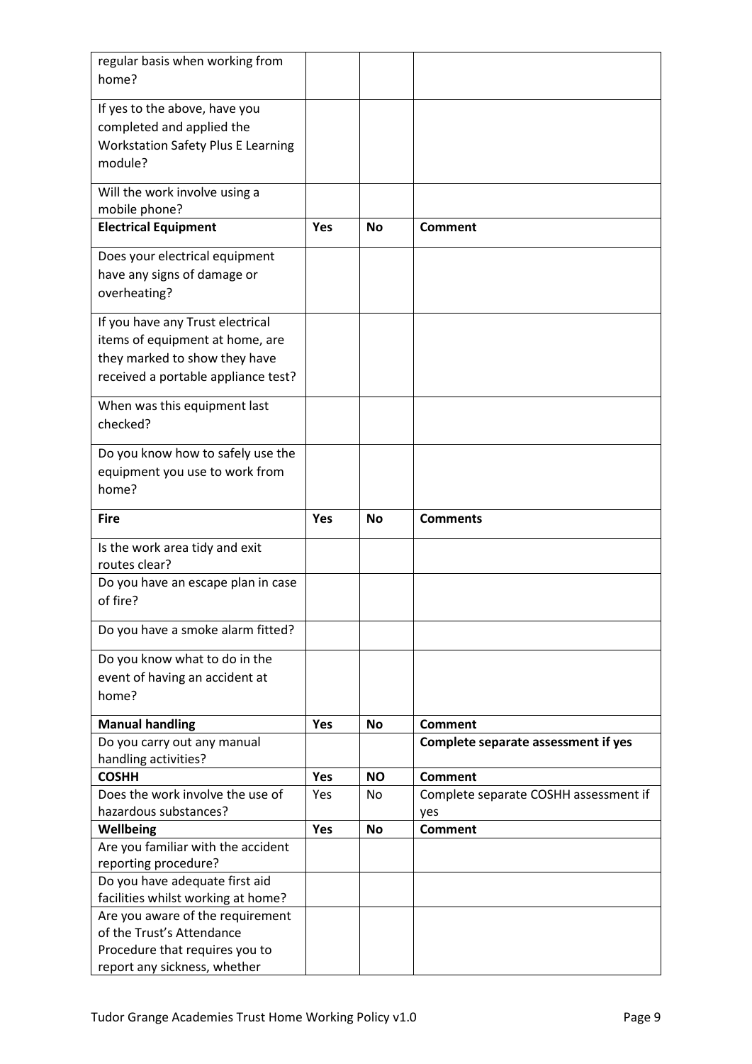| regular basis when working from home? | | | |
|---|---|---|---|
| If yes to the above, have you completed and applied the Workstation Safety Plus E Learning module? | | | |
| Will the work involve using a mobile phone? | | | |
| **Electrical Equipment** | **Yes** | **No** | **Comment** |
| Does your electrical equipment have any signs of damage or overheating? | | | |
| If you have any Trust electrical items of equipment at home, are they marked to show they have received a portable appliance test? | | | |
| When was this equipment last checked? | | | |
| Do you know how to safely use the equipment you use to work from home? | | | |
| **Fire** | **Yes** | **No** | **Comments** |
| Is the work area tidy and exit routes clear? | | | |
| Do you have an escape plan in case of fire? | | | |
| Do you have a smoke alarm fitted? | | | |
| Do you know what to do in the event of having an accident at home? | | | |
| **Manual handling** | **Yes** | **No** | **Comment** |
| Do you carry out any manual handling activities? | | | **Complete separate assessment if yes** |
| **COSHH** | **Yes** | **NO** | **Comment** |
| Does the work involve the use of hazardous substances? | Yes | No | Complete separate COSHH assessment if yes |
| **Wellbeing** | **Yes** | **No** | **Comment** |
| Are you familiar with the accident reporting procedure? | | | |
| Do you have adequate first aid facilities whilst working at home? | | | |
| Are you aware of the requirement of the Trust's Attendance Procedure that requires you to report any sickness, whether | | | |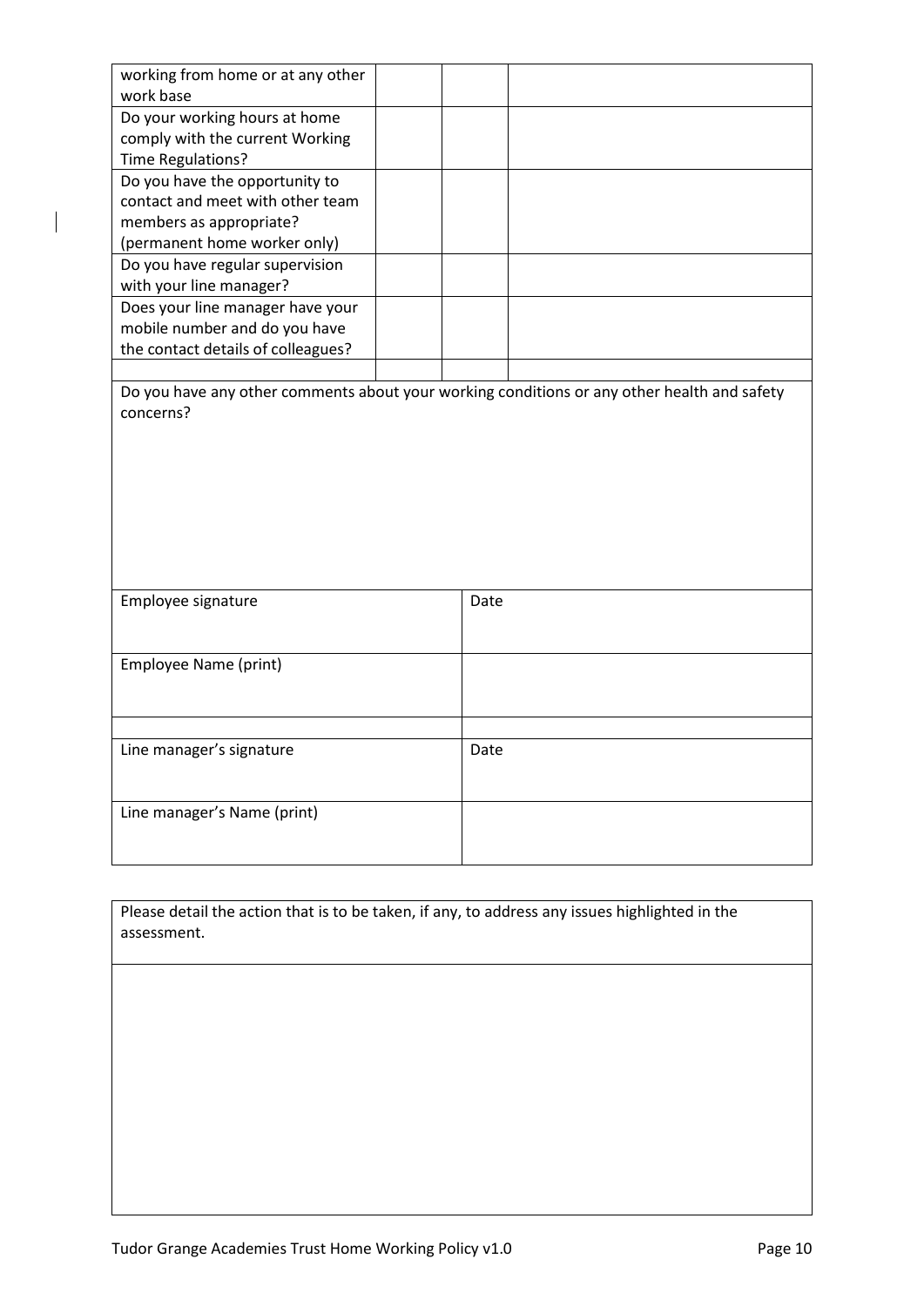| | | | |
|---|---|---|---|
| working from home or at any other work base | | | |
| Do your working hours at home comply with the current Working Time Regulations? | | | |
| Do you have the opportunity to contact and meet with other team members as appropriate? (permanent home worker only) | | | |
| Do you have regular supervision with your line manager? | | | |
| Does your line manager have your mobile number and do you have the contact details of colleagues? | | | |
| | | | |

| |
|---|
| Do you have any other comments about your working conditions or any other health and safety concerns? |

| | |
|---|---|
| Employee signature | Date |
| Employee Name (print) | |
| | |
| Line manager's signature | Date |
| Line manager's Name (print) | |

| |
|---|
| Please detail the action that is to be taken, if any, to address any issues highlighted in the assessment. |
| |